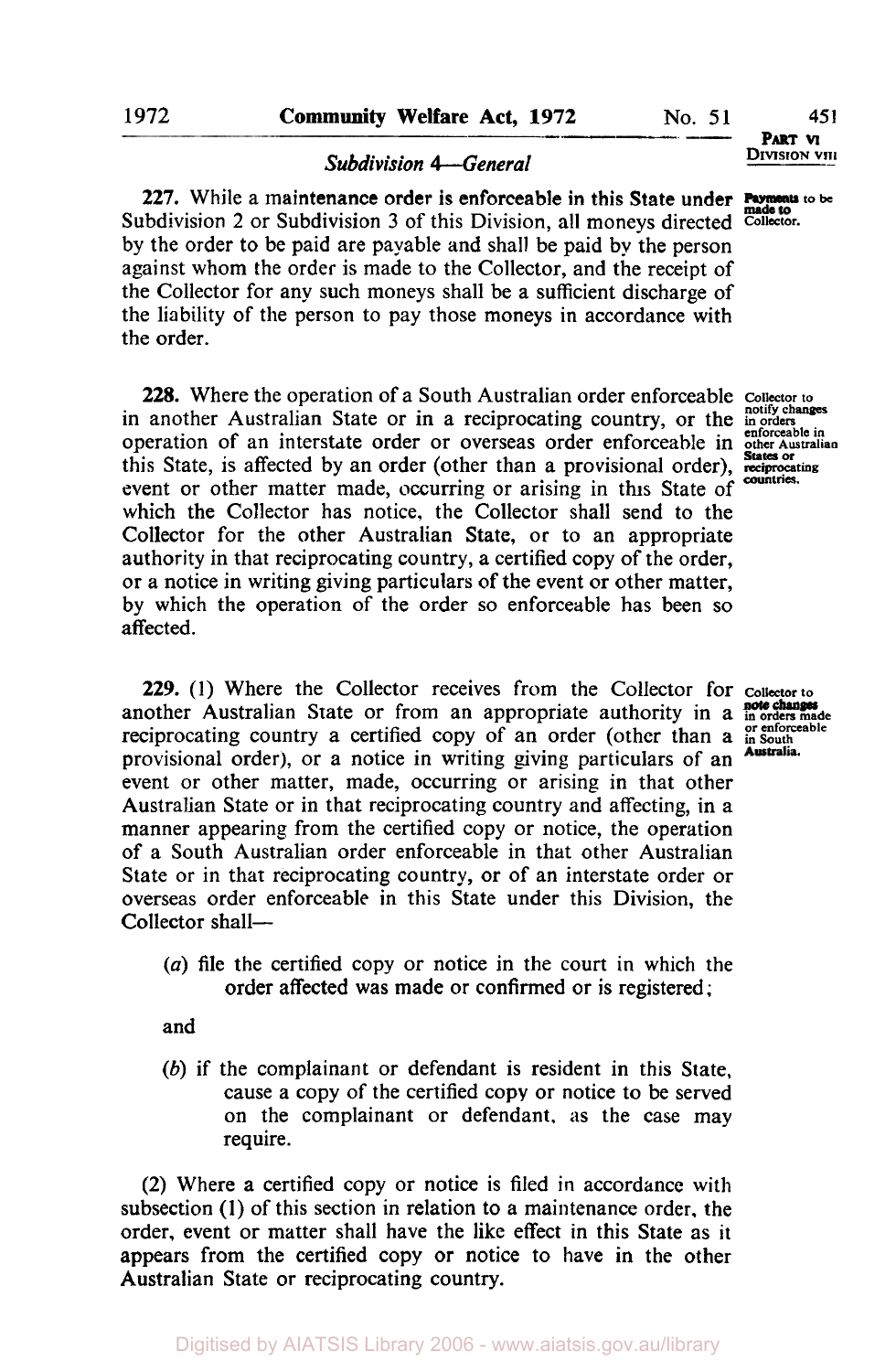### *Subdivision 4—General*

**227.** While a maintenance order is enforceable in this State under Subdivision 2 or Subdivision 3 of this Division, all moneys directed by the order to be paid are payable and shall be paid by the person against whom the order is made to the Collector, and the receipt of the Collector for any such moneys shall be a sufficient discharge of the liability of the person to pay those moneys in accordance with the order.

Payments to be made to Collector.

**228.** Where the operation of a South Australian order enforceable in another Australian State or in a reciprocating country, or the operation of an interstate order or overseas order enforceable in this State, is affected by an order (other than a provisional order), event or other matter made, occurring or arising in this State of which the Collector has notice, the Collector shall send to the Collector for the other Australian State, or to an appropriate authority in that reciprocating country, a certified copy of the order, or a notice in writing giving particulars of the event or other matter, by which the operation of the order so enforceable has been so affected.

Collector to notify changes in orders enforceable in other Australian States or reciprocating countries.

**229.** (1) Where the Collector receives from the Collector for another Australian State or from an appropriate authority in a reciprocating country a certified copy of an order (other than a provisional order), or a notice in writing giving particulars of an event or other matter, made, occurring or arising in that other Australian State or in that reciprocating country and affecting, in a manner appearing from the certified copy or notice, the operation of a South Australian order enforceable in that other Australian State or in that reciprocating country, or of an interstate order or overseas order enforceable in this State under this Division, the Collector shall—

Collector to note changes in orders made or enforceable in South Australia.

(*a*) file the certified copy or notice in the court in which the order affected was made or confirmed or is registered;

and

(*b*) if the complainant or defendant is resident in this State, cause a copy of the certified copy or notice to be served on the complainant or defendant, as the case may require.

(2) Where a certified copy or notice is filed in accordance with subsection (1) of this section in relation to a maintenance order, the order, event or matter shall have the like effect in this State as it appears from the certified copy or notice to have in the other Australian State or reciprocating country.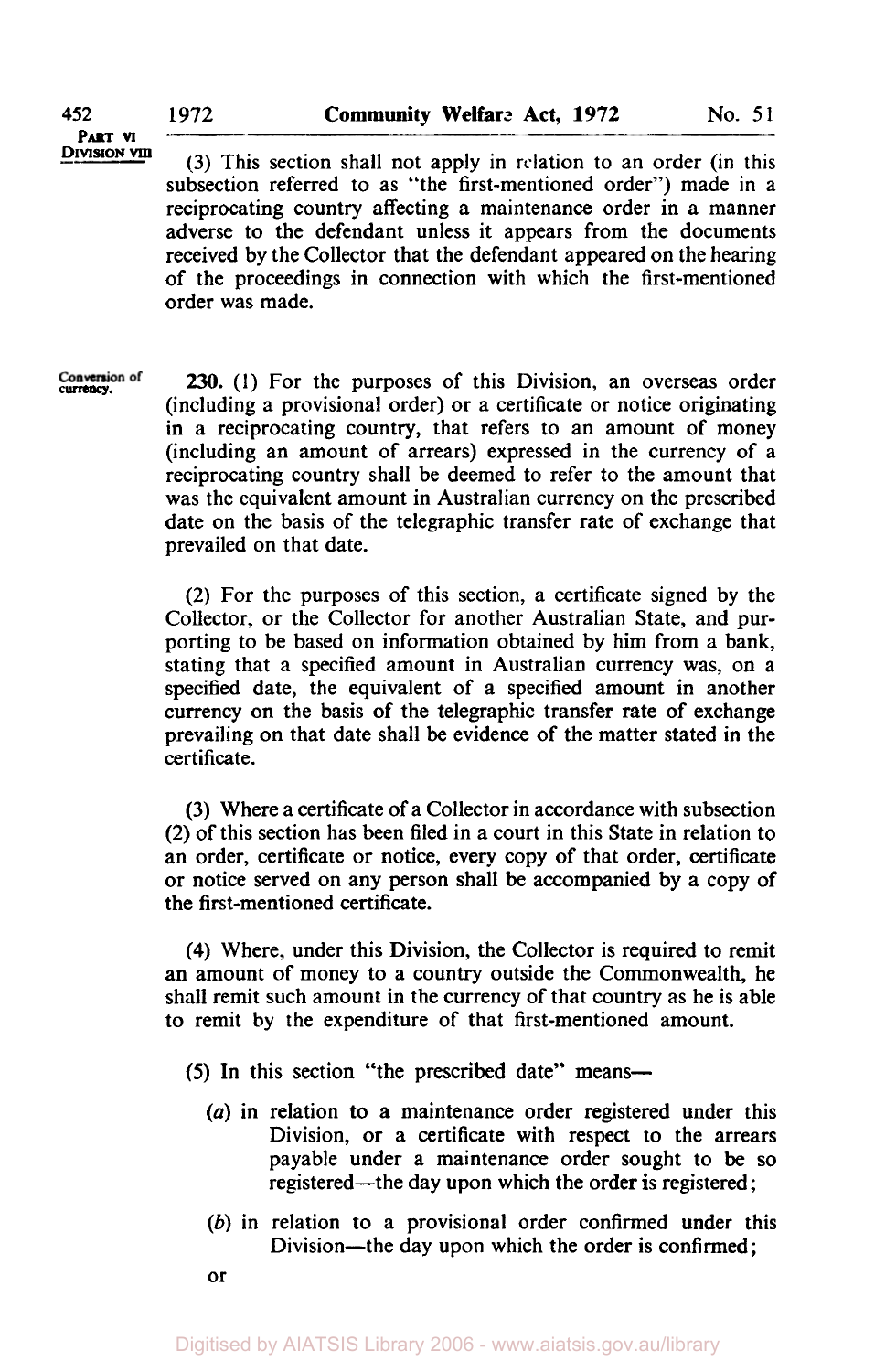(3) This section shall not apply in relation to an order (in this subsection referred to as "the first-mentioned order") made in a reciprocating country affecting a maintenance order in a manner adverse to the defendant unless it appears from the documents received by the Collector that the defendant appeared on the hearing of the proceedings in connection with which the first-mentioned order was made.

Conversion of currency.

**230.** (1) For the purposes of this Division, an overseas order (including a provisional order) or a certificate or notice originating in a reciprocating country, that refers to an amount of money (including an amount of arrears) expressed in the currency of a reciprocating country shall be deemed to refer to the amount that was the equivalent amount in Australian currency on the prescribed date on the basis of the telegraphic transfer rate of exchange that prevailed on that date.

(2) For the purposes of this section, a certificate signed by the Collector, or the Collector for another Australian State, and purporting to be based on information obtained by him from a bank, stating that a specified amount in Australian currency was, on a specified date, the equivalent of a specified amount in another currency on the basis of the telegraphic transfer rate of exchange prevailing on that date shall be evidence of the matter stated in the certificate.

(3) Where a certificate of a Collector in accordance with subsection (2) of this section has been filed in a court in this State in relation to an order, certificate or notice, every copy of that order, certificate or notice served on any person shall be accompanied by a copy of the first-mentioned certificate.

(4) Where, under this Division, the Collector is required to remit an amount of money to a country outside the Commonwealth, he shall remit such amount in the currency of that country as he is able to remit by the expenditure of that first-mentioned amount.

(5) In this section "the prescribed date" means—

(*a*) in relation to a maintenance order registered under this Division, or a certificate with respect to the arrears payable under a maintenance order sought to be so registered—the day upon which the order is registered;

(*b*) in relation to a provisional order confirmed under this Division—the day upon which the order is confirmed;

or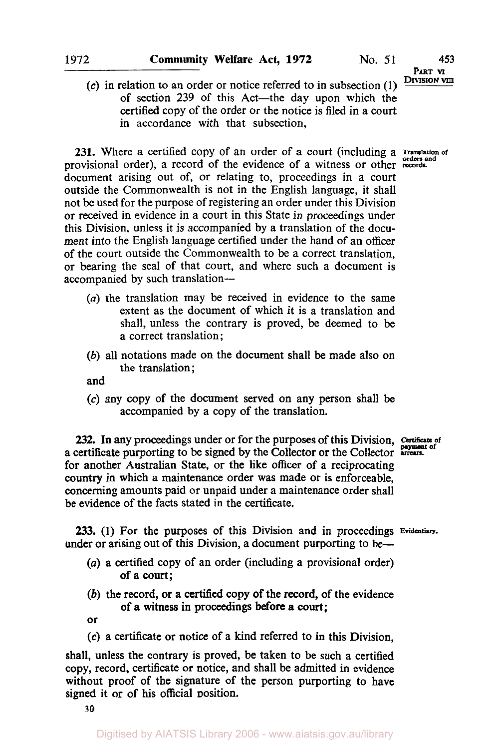(*c*) in relation to an order or notice referred to in subsection (1) of section 239 of this Act—the day upon which the certified copy of the order or the notice is filed in a court in accordance with that subsection,

**231.** Where a certified copy of an order of a court (including a provisional order), a record of the evidence of a witness or other document arising out of, or relating to, proceedings in a court outside the Commonwealth is not in the English language, it shall not be used for the purpose of registering an order under this Division or received in evidence in a court in this State in proceedings under this Division, unless it is accompanied by a translation of the document into the English language certified under the hand of an officer of the court outside the Commonwealth to be a correct translation, or bearing the seal of that court, and where such a document is accompanied by such translation—

Translation of orders and records.

(*a*) the translation may be received in evidence to the same extent as the document of which it is a translation and shall, unless the contrary is proved, be deemed to be a correct translation;

(*b*) all notations made on the document shall be made also on the translation;

and

(*c*) any copy of the document served on any person shall be accompanied by a copy of the translation.

**232.** In any proceedings under or for the purposes of this Division, a certificate purporting to be signed by the Collector or the Collector for another Australian State, or the like officer of a reciprocating country in which a maintenance order was made or is enforceable, concerning amounts paid or unpaid under a maintenance order shall be evidence of the facts stated in the certificate.

Certificate of payment of arrears.

**233.** (1) For the purposes of this Division and in proceedings under or arising out of this Division, a document purporting to be—

Evidentiary.

(*a*) a certified copy of an order (including a provisional order) of a court;

(*b*) the record, or a certified copy of the record, of the evidence of a witness in proceedings before a court;

or

(*c*) a certificate or notice of a kind referred to in this Division,

shall, unless the contrary is proved, be taken to be such a certified copy, record, certificate or notice, and shall be admitted in evidence without proof of the signature of the person purporting to have signed it or of his official position.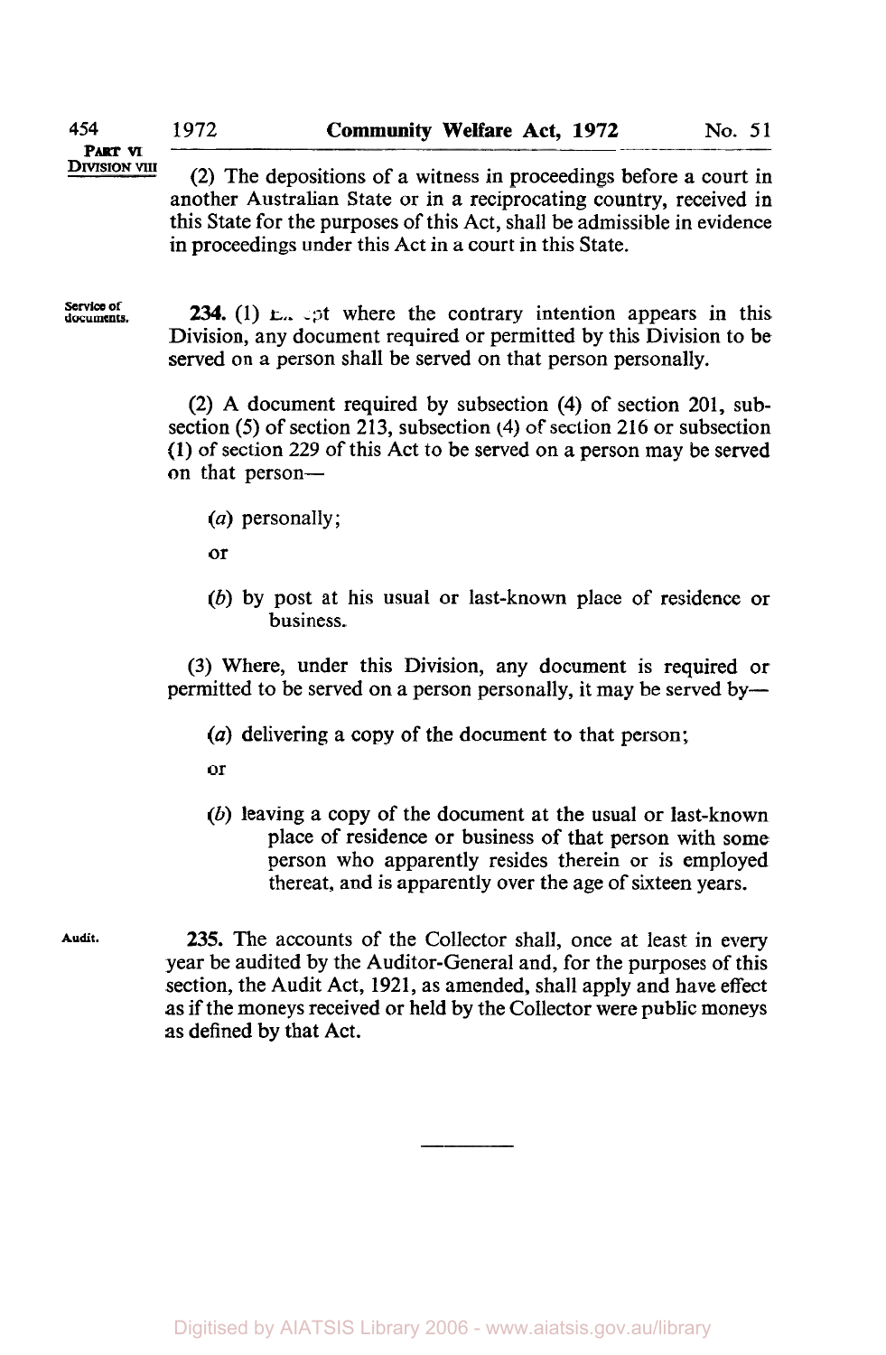(2) The depositions of a witness in proceedings before a court in another Australian State or in a reciprocating country, received in this State for the purposes of this Act, shall be admissible in evidence in proceedings under this Act in a court in this State.

**Service of documents.**

**234.** (1) Except where the contrary intention appears in this Division, any document required or permitted by this Division to be served on a person shall be served on that person personally.

(2) A document required by subsection (4) of section 201, subsection (5) of section 213, subsection (4) of section 216 or subsection (1) of section 229 of this Act to be served on a person may be served on that person—

(*a*) personally;

or

(*b*) by post at his usual or last-known place of residence or business.

(3) Where, under this Division, any document is required or permitted to be served on a person personally, it may be served by—

(*a*) delivering a copy of the document to that person;

or

(*b*) leaving a copy of the document at the usual or last-known place of residence or business of that person with some person who apparently resides therein or is employed thereat, and is apparently over the age of sixteen years.

**Audit.**

**235.** The accounts of the Collector shall, once at least in every year be audited by the Auditor-General and, for the purposes of this section, the Audit Act, 1921, as amended, shall apply and have effect as if the moneys received or held by the Collector were public moneys as defined by that Act.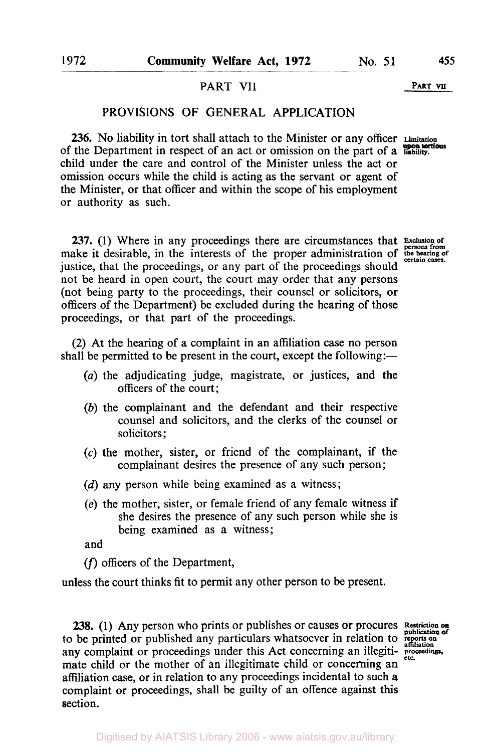## PART VII

## PROVISIONS OF GENERAL APPLICATION

**236.** No liability in tort shall attach to the Minister or any officer of the Department in respect of an act or omission on the part of a child under the care and control of the Minister unless the act or omission occurs while the child is acting as the servant or agent of the Minister, or that officer and within the scope of his employment or authority as such.

*Limitation upon tortious liability.*

**237.** (1) Where in any proceedings there are circumstances that make it desirable, in the interests of the proper administration of justice, that the proceedings, or any part of the proceedings should not be heard in open court, the court may order that any persons (not being party to the proceedings, their counsel or solicitors, or officers of the Department) be excluded during the hearing of those proceedings, or that part of the proceedings.

*Exclusion of persons from the hearing of certain cases.*

(2) At the hearing of a complaint in an affiliation case no person shall be permitted to be present in the court, except the following:—

- (*a*) the adjudicating judge, magistrate, or justices, and the officers of the court;
- (*b*) the complainant and the defendant and their respective counsel and solicitors, and the clerks of the counsel or solicitors;
- (*c*) the mother, sister, or friend of the complainant, if the complainant desires the presence of any such person;
- (*d*) any person while being examined as a witness;
- (*e*) the mother, sister, or female friend of any female witness if she desires the presence of any such person while she is being examined as a witness;

and

- (*f*) officers of the Department,

unless the court thinks fit to permit any other person to be present.

**238.** (1) Any person who prints or publishes or causes or procures to be printed or published any particulars whatsoever in relation to any complaint or proceedings under this Act concerning an illegitimate child or the mother of an illegitimate child or concerning an affiliation case, or in relation to any proceedings incidental to such a complaint or proceedings, shall be guilty of an offence against this section.

*Restriction on publication of reports on affiliation proceedings, etc.*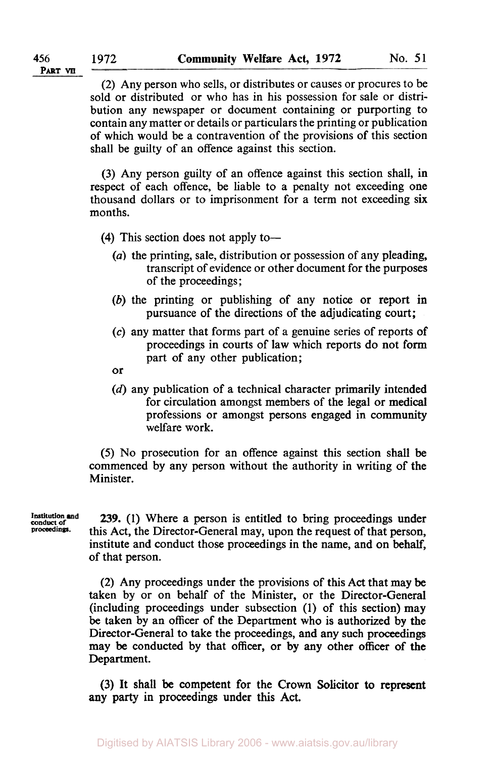(2) Any person who sells, or distributes or causes or procures to be sold or distributed or who has in his possession for sale or distribution any newspaper or document containing or purporting to contain any matter or details or particulars the printing or publication of which would be a contravention of the provisions of this section shall be guilty of an offence against this section.

(3) Any person guilty of an offence against this section shall, in respect of each offence, be liable to a penalty not exceeding one thousand dollars or to imprisonment for a term not exceeding six months.

(4) This section does not apply to—

(*a*) the printing, sale, distribution or possession of any pleading, transcript of evidence or other document for the purposes of the proceedings;

(*b*) the printing or publishing of any notice or report in pursuance of the directions of the adjudicating court;

(*c*) any matter that forms part of a genuine series of reports of proceedings in courts of law which reports do not form part of any other publication;

or

(*d*) any publication of a technical character primarily intended for circulation amongst members of the legal or medical professions or amongst persons engaged in community welfare work.

(5) No prosecution for an offence against this section shall be commenced by any person without the authority in writing of the Minister.

Institution and conduct of proceedings.

**239.** (1) Where a person is entitled to bring proceedings under this Act, the Director-General may, upon the request of that person, institute and conduct those proceedings in the name, and on behalf, of that person.

(2) Any proceedings under the provisions of this Act that may be taken by or on behalf of the Minister, or the Director-General (including proceedings under subsection (1) of this section) may be taken by an officer of the Department who is authorized by the Director-General to take the proceedings, and any such proceedings may be conducted by that officer, or by any other officer of the Department.

(3) It shall be competent for the Crown Solicitor to represent any party in proceedings under this Act.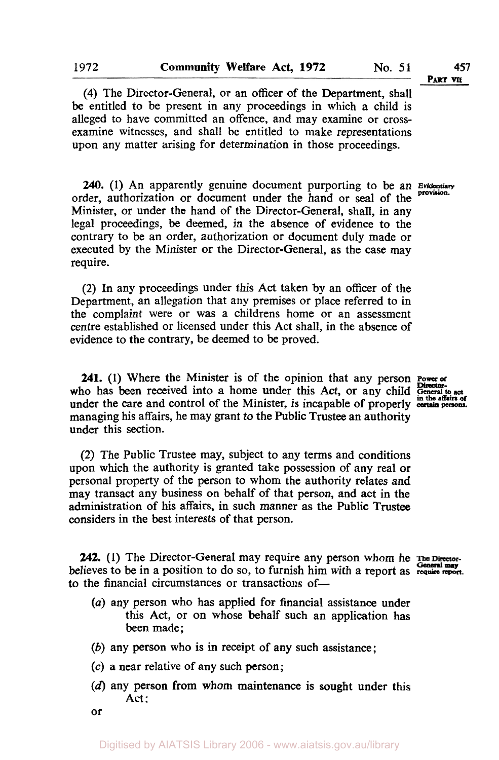(4) The Director-General, or an officer of the Department, shall be entitled to be present in any proceedings in which a child is alleged to have committed an offence, and may examine or cross-examine witnesses, and shall be entitled to make representations upon any matter arising for determination in those proceedings.

**Evidentiary provision.**

**240.** (1) An apparently genuine document purporting to be an order, authorization or document under the hand or seal of the Minister, or under the hand of the Director-General, shall, in any legal proceedings, be deemed, in the absence of evidence to the contrary to be an order, authorization or document duly made or executed by the Minister or the Director-General, as the case may require.

(2) In any proceedings under this Act taken by an officer of the Department, an allegation that any premises or place referred to in the complaint were or was a childrens home or an assessment centre established or licensed under this Act shall, in the absence of evidence to the contrary, be deemed to be proved.

**Power of Director-General to act in the affairs of certain persons.**

**241.** (1) Where the Minister is of the opinion that any person who has been received into a home under this Act, or any child under the care and control of the Minister, is incapable of properly managing his affairs, he may grant to the Public Trustee an authority under this section.

(2) The Public Trustee may, subject to any terms and conditions upon which the authority is granted take possession of any real or personal property of the person to whom the authority relates and may transact any business on behalf of that person, and act in the administration of his affairs, in such manner as the Public Trustee considers in the best interests of that person.

**The Director-General may require report.**

**242.** (1) The Director-General may require any person whom he believes to be in a position to do so, to furnish him with a report as to the financial circumstances or transactions of—

(*a*) any person who has applied for financial assistance under this Act, or on whose behalf such an application has been made;

(*b*) any person who is in receipt of any such assistance;

(*c*) a near relative of any such person;

(*d*) any person from whom maintenance is sought under this Act;

or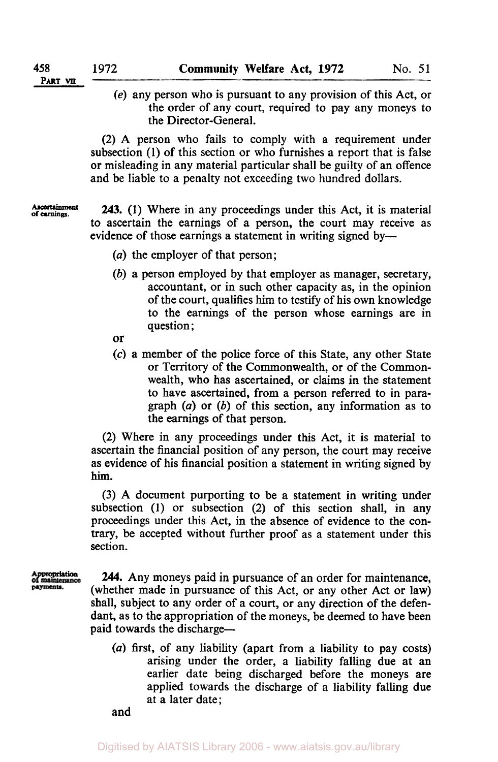(e) any person who is pursuant to any provision of this Act, or the order of any court, required to pay any moneys to the Director-General.

(2) A person who fails to comply with a requirement under subsection (1) of this section or who furnishes a report that is false or misleading in any material particular shall be guilty of an offence and be liable to a penalty not exceeding two hundred dollars.

Ascertainment of earnings.

**243.** (1) Where in any proceedings under this Act, it is material to ascertain the earnings of a person, the court may receive as evidence of those earnings a statement in writing signed by—

(a) the employer of that person;

(b) a person employed by that employer as manager, secretary, accountant, or in such other capacity as, in the opinion of the court, qualifies him to testify of his own knowledge to the earnings of the person whose earnings are in question;

or

(c) a member of the police force of this State, any other State or Territory of the Commonwealth, or of the Commonwealth, who has ascertained, or claims in the statement to have ascertained, from a person referred to in paragraph (a) or (b) of this section, any information as to the earnings of that person.

(2) Where in any proceedings under this Act, it is material to ascertain the financial position of any person, the court may receive as evidence of his financial position a statement in writing signed by him.

(3) A document purporting to be a statement in writing under subsection (1) or subsection (2) of this section shall, in any proceedings under this Act, in the absence of evidence to the contrary, be accepted without further proof as a statement under this section.

Appropriation of maintenance payments.

**244.** Any moneys paid in pursuance of an order for maintenance, (whether made in pursuance of this Act, or any other Act or law) shall, subject to any order of a court, or any direction of the defendant, as to the appropriation of the moneys, be deemed to have been paid towards the discharge—

(a) first, of any liability (apart from a liability to pay costs) arising under the order, a liability falling due at an earlier date being discharged before the moneys are applied towards the discharge of a liability falling due at a later date;

and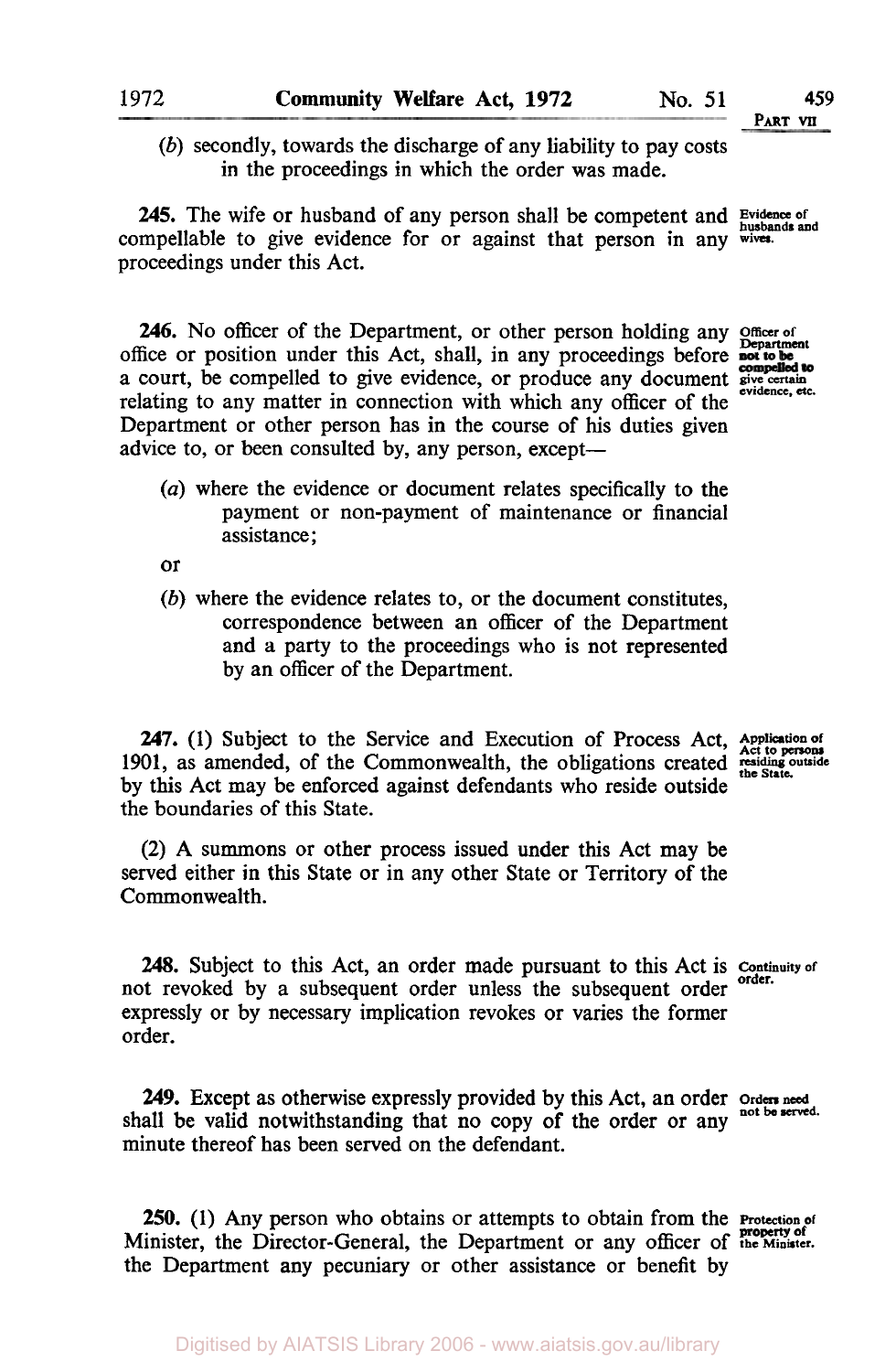(*b*) secondly, towards the discharge of any liability to pay costs in the proceedings in which the order was made.

**245.** The wife or husband of any person shall be competent and compellable to give evidence for or against that person in any proceedings under this Act.

Evidence of husbands and wives.

**246.** No officer of the Department, or other person holding any office or position under this Act, shall, in any proceedings before a court, be compelled to give evidence, or produce any document relating to any matter in connection with which any officer of the Department or other person has in the course of his duties given advice to, or been consulted by, any person, except—

Officer of Department not to be compelled to give certain evidence, etc.

(*a*) where the evidence or document relates specifically to the payment or non-payment of maintenance or financial assistance;

or

(*b*) where the evidence relates to, or the document constitutes, correspondence between an officer of the Department and a party to the proceedings who is not represented by an officer of the Department.

**247.** (1) Subject to the Service and Execution of Process Act, 1901, as amended, of the Commonwealth, the obligations created by this Act may be enforced against defendants who reside outside the boundaries of this State.

Application of Act to persons residing outside the State.

(2) A summons or other process issued under this Act may be served either in this State or in any other State or Territory of the Commonwealth.

**248.** Subject to this Act, an order made pursuant to this Act is not revoked by a subsequent order unless the subsequent order expressly or by necessary implication revokes or varies the former order.

Continuity of order.

**249.** Except as otherwise expressly provided by this Act, an order shall be valid notwithstanding that no copy of the order or any minute thereof has been served on the defendant.

Orders need not be served.

**250.** (1) Any person who obtains or attempts to obtain from the Minister, the Director-General, the Department or any officer of the Department any pecuniary or other assistance or benefit by

Protection of property of the Minister.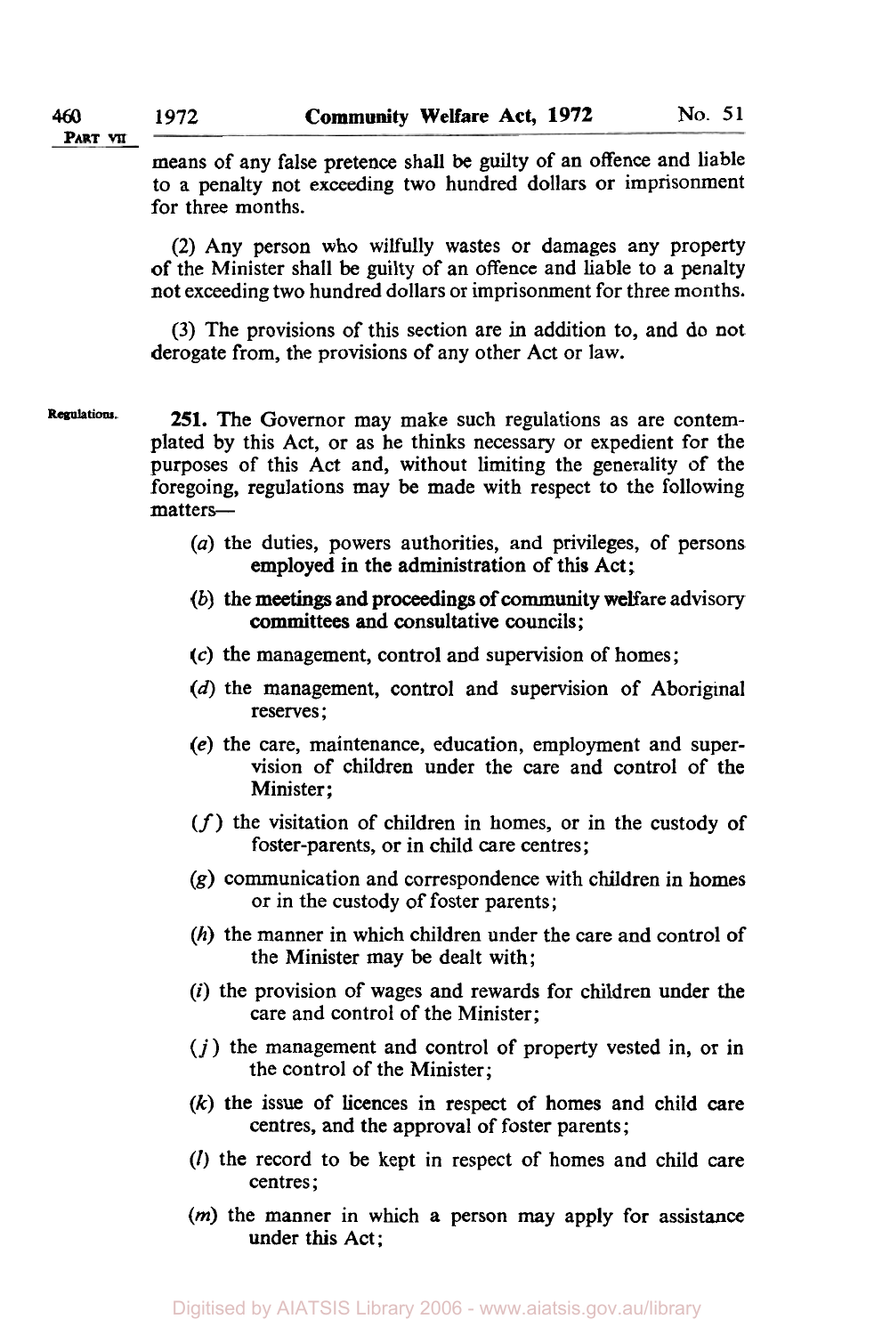means of any false pretence shall be guilty of an offence and liable to a penalty not exceeding two hundred dollars or imprisonment for three months.

(2) Any person who wilfully wastes or damages any property of the Minister shall be guilty of an offence and liable to a penalty not exceeding two hundred dollars or imprisonment for three months.

(3) The provisions of this section are in addition to, and do not derogate from, the provisions of any other Act or law.

Regulations.

**251.** The Governor may make such regulations as are contemplated by this Act, or as he thinks necessary or expedient for the purposes of this Act and, without limiting the generality of the foregoing, regulations may be made with respect to the following matters—

(*a*) the duties, powers authorities, and privileges, of persons employed in the administration of this Act;

(*b*) the meetings and proceedings of community welfare advisory committees and consultative councils;

(*c*) the management, control and supervision of homes;

(*d*) the management, control and supervision of Aboriginal reserves;

(*e*) the care, maintenance, education, employment and supervision of children under the care and control of the Minister;

(*f*) the visitation of children in homes, or in the custody of foster-parents, or in child care centres;

(*g*) communication and correspondence with children in homes or in the custody of foster parents;

(*h*) the manner in which children under the care and control of the Minister may be dealt with;

(*i*) the provision of wages and rewards for children under the care and control of the Minister;

(*j*) the management and control of property vested in, or in the control of the Minister;

(*k*) the issue of licences in respect of homes and child care centres, and the approval of foster parents;

(*l*) the record to be kept in respect of homes and child care centres;

(*m*) the manner in which a person may apply for assistance under this Act;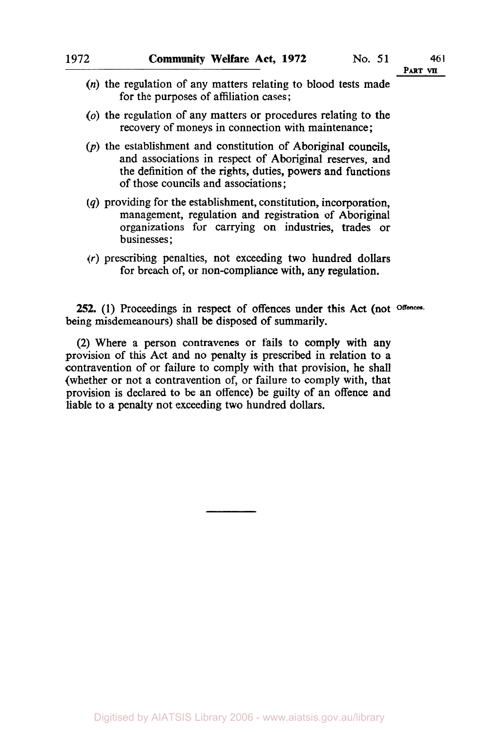(*n*) the regulation of any matters relating to blood tests made for the purposes of affiliation cases;

(*o*) the regulation of any matters or procedures relating to the recovery of moneys in connection with maintenance;

(*p*) the establishment and constitution of Aboriginal councils, and associations in respect of Aboriginal reserves, and the definition of the rights, duties, powers and functions of those councils and associations;

(*q*) providing for the establishment, constitution, incorporation, management, regulation and registration of Aboriginal organizations for carrying on industries, trades or businesses;

(*r*) prescribing penalties, not exceeding two hundred dollars for breach of, or non-compliance with, any regulation.

Offences.

**252.** (1) Proceedings in respect of offences under this Act (not being misdemeanours) shall be disposed of summarily.

(2) Where a person contravenes or fails to comply with any provision of this Act and no penalty is prescribed in relation to a contravention of or failure to comply with that provision, he shall (whether or not a contravention of, or failure to comply with, that provision is declared to be an offence) be guilty of an offence and liable to a penalty not exceeding two hundred dollars.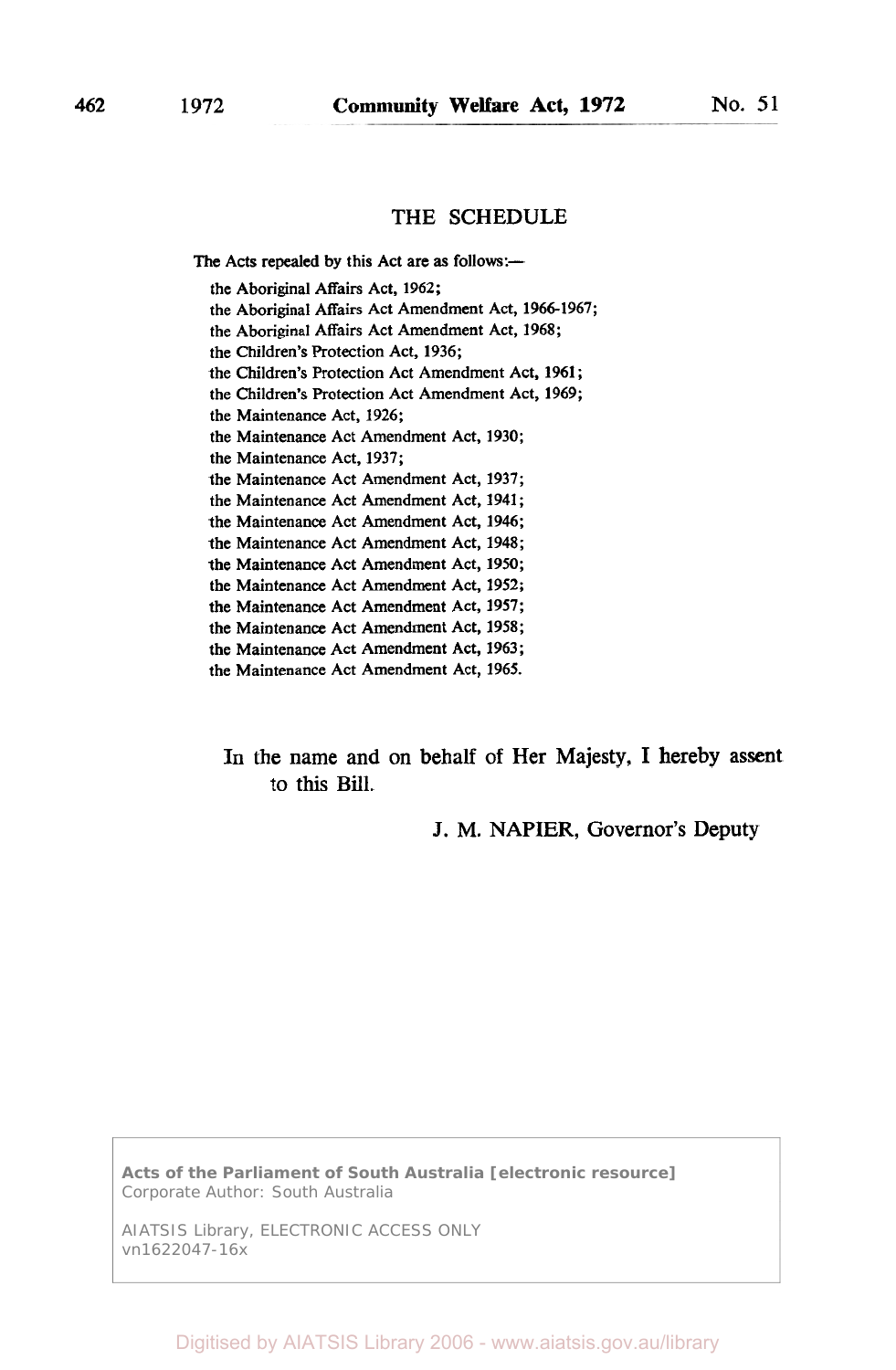## THE SCHEDULE

The Acts repealed by this Act are as follows:—

the Aboriginal Affairs Act, 1962;
the Aboriginal Affairs Act Amendment Act, 1966-1967;
the Aboriginal Affairs Act Amendment Act, 1968;
the Children's Protection Act, 1936;
the Children's Protection Act Amendment Act, 1961;
the Children's Protection Act Amendment Act, 1969;
the Maintenance Act, 1926;
the Maintenance Act Amendment Act, 1930;
the Maintenance Act, 1937;
the Maintenance Act Amendment Act, 1937;
the Maintenance Act Amendment Act, 1941;
the Maintenance Act Amendment Act, 1946;
the Maintenance Act Amendment Act, 1948;
the Maintenance Act Amendment Act, 1950;
the Maintenance Act Amendment Act, 1952;
the Maintenance Act Amendment Act, 1957;
the Maintenance Act Amendment Act, 1958;
the Maintenance Act Amendment Act, 1963;
the Maintenance Act Amendment Act, 1965.

In the name and on behalf of Her Majesty, I hereby assent to this Bill.

J. M. NAPIER, Governor's Deputy

**Acts of the Parliament of South Australia [electronic resource]**
Corporate Author: South Australia

AIATSIS Library, ELECTRONIC ACCESS ONLY
vn1622047-16x

Digitised by AIATSIS Library 2006 - www.aiatsis.gov.au/library